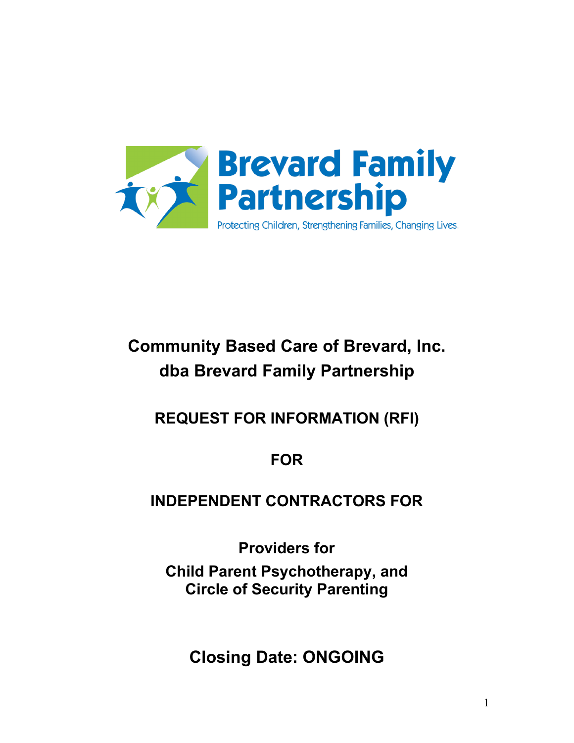Brevard Family Partnership

Protecting Children, Strengthening Families, Changing Lives.

# Community Based Care of Brevard, Inc.
# dba Brevard Family Partnership

## REQUEST FOR INFORMATION (RFI)

## FOR

## INDEPENDENT CONTRACTORS FOR

## Providers for
## Child Parent Psychotherapy, and
## Circle of Security Parenting

## Closing Date: ONGOING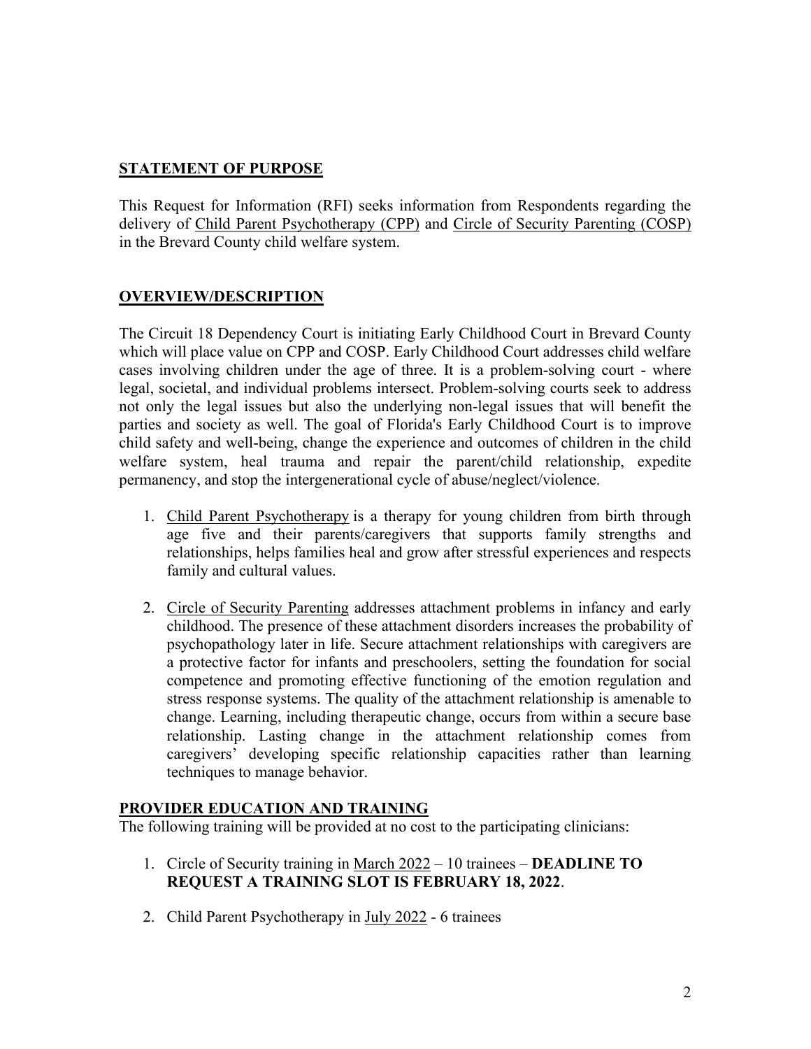## STATEMENT OF PURPOSE

This Request for Information (RFI) seeks information from Respondents regarding the delivery of Child Parent Psychotherapy (CPP) and Circle of Security Parenting (COSP) in the Brevard County child welfare system.

## OVERVIEW/DESCRIPTION

The Circuit 18 Dependency Court is initiating Early Childhood Court in Brevard County which will place value on CPP and COSP. Early Childhood Court addresses child welfare cases involving children under the age of three. It is a problem-solving court - where legal, societal, and individual problems intersect. Problem-solving courts seek to address not only the legal issues but also the underlying non-legal issues that will benefit the parties and society as well. The goal of Florida's Early Childhood Court is to improve child safety and well-being, change the experience and outcomes of children in the child welfare system, heal trauma and repair the parent/child relationship, expedite permanency, and stop the intergenerational cycle of abuse/neglect/violence.

1. Child Parent Psychotherapy is a therapy for young children from birth through age five and their parents/caregivers that supports family strengths and relationships, helps families heal and grow after stressful experiences and respects family and cultural values.

2. Circle of Security Parenting addresses attachment problems in infancy and early childhood. The presence of these attachment disorders increases the probability of psychopathology later in life. Secure attachment relationships with caregivers are a protective factor for infants and preschoolers, setting the foundation for social competence and promoting effective functioning of the emotion regulation and stress response systems. The quality of the attachment relationship is amenable to change. Learning, including therapeutic change, occurs from within a secure base relationship. Lasting change in the attachment relationship comes from caregivers' developing specific relationship capacities rather than learning techniques to manage behavior.

## PROVIDER EDUCATION AND TRAINING

The following training will be provided at no cost to the participating clinicians:

1. Circle of Security training in March 2022 – 10 trainees – **DEADLINE TO REQUEST A TRAINING SLOT IS FEBRUARY 18, 2022**.

2. Child Parent Psychotherapy in July 2022 - 6 trainees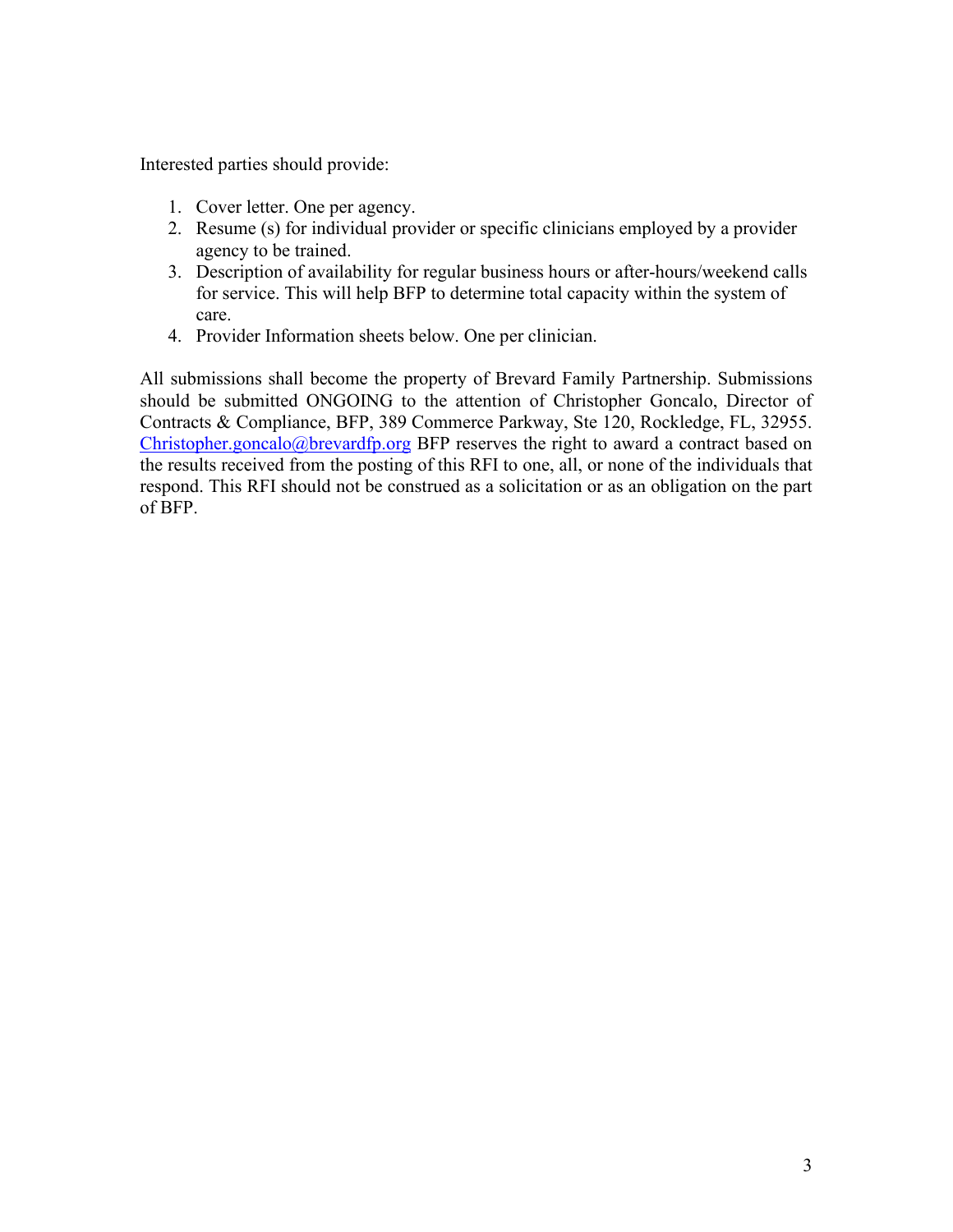Interested parties should provide:

1. Cover letter. One per agency.
2. Resume (s) for individual provider or specific clinicians employed by a provider agency to be trained.
3. Description of availability for regular business hours or after-hours/weekend calls for service. This will help BFP to determine total capacity within the system of care.
4. Provider Information sheets below. One per clinician.

All submissions shall become the property of Brevard Family Partnership. Submissions should be submitted ONGOING to the attention of Christopher Goncalo, Director of Contracts & Compliance, BFP, 389 Commerce Parkway, Ste 120, Rockledge, FL, 32955. Christopher.goncalo@brevardfp.org BFP reserves the right to award a contract based on the results received from the posting of this RFI to one, all, or none of the individuals that respond. This RFI should not be construed as a solicitation or as an obligation on the part of BFP.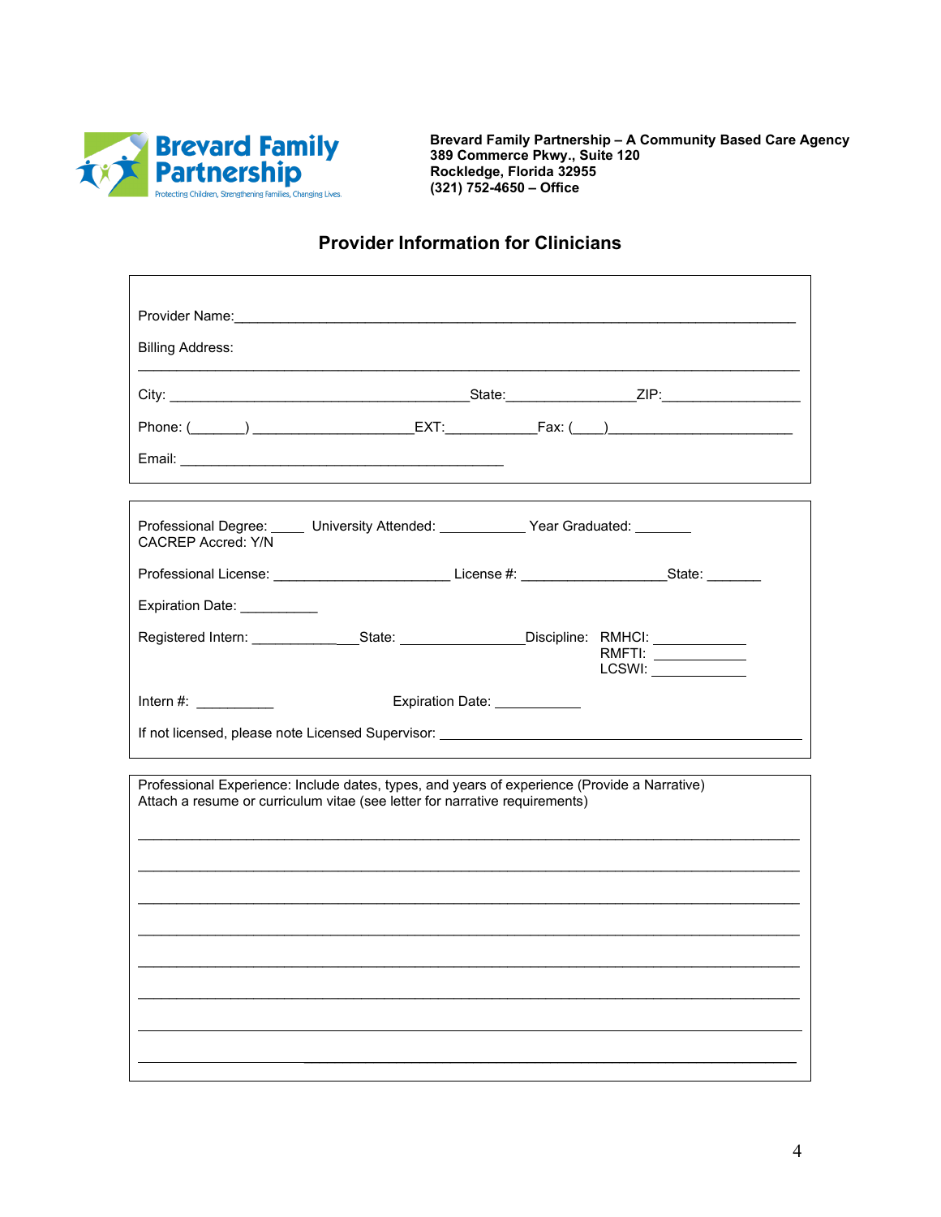Brevard Family Partnership
Protecting Children, Strengthening Families, Changing Lives.

**Brevard Family Partnership – A Community Based Care Agency**
**389 Commerce Pkwy., Suite 120**
**Rockledge, Florida 32955**
**(321) 752-4650 – Office**

## Provider Information for Clinicians

Provider Name:___________________________________________________________________________

Billing Address:

______________________________________________________________________________________

City: ________________________________________State:________________ZIP:_________________

Phone: (_______) ____________________EXT:___________Fax: (____)________________________

Email: ____________________________________________

Professional Degree: ____ University Attended: ___________ Year Graduated: _______
CACREP Accred: Y/N

Professional License: ______________________ License #: __________________State: _______

Expiration Date: __________

Registered Intern: _______________State: ________________Discipline: RMHCI: ____________
RMFTI: ____________
LCSWI: ____________

Intern #: __________ Expiration Date: ___________

If not licensed, please note Licensed Supervisor: _____________________________________________

Professional Experience: Include dates, types, and years of experience (Provide a Narrative)
Attach a resume or curriculum vitae (see letter for narrative requirements)

______________________________________________________________________________________

______________________________________________________________________________________

______________________________________________________________________________________

______________________________________________________________________________________

______________________________________________________________________________________

______________________________________________________________________________________

______________________________________________________________________________________

______________________________________________________________________________________